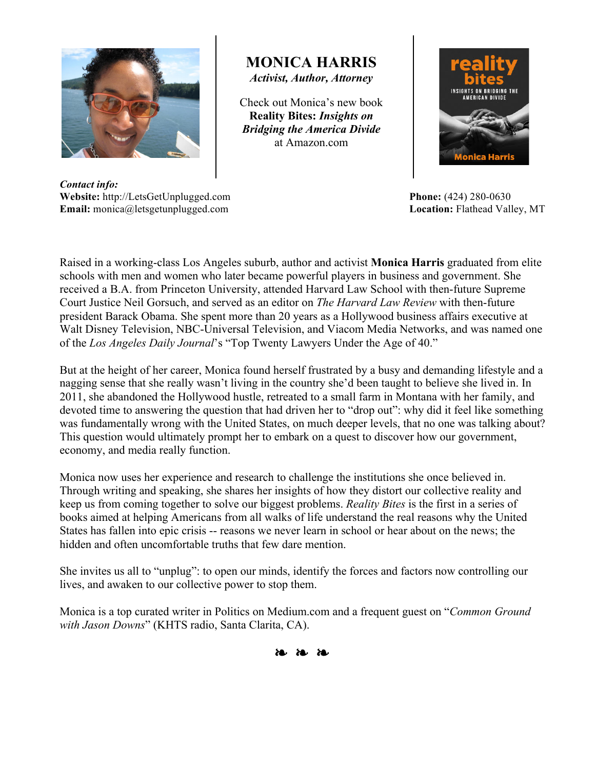# MONICA HARRIS

***Activist, Author, Attorney***

Check out Monica's new book **Reality Bites: *Insights on Bridging the America Divide*** at Amazon.com

***Contact info:***

**Website:** http://LetsGetUnplugged.com
**Email:** monica@letsgetunplugged.com

**Phone:** (424) 280-0630
**Location:** Flathead Valley, MT

Raised in a working-class Los Angeles suburb, author and activist **Monica Harris** graduated from elite schools with men and women who later became powerful players in business and government. She received a B.A. from Princeton University, attended Harvard Law School with then-future Supreme Court Justice Neil Gorsuch, and served as an editor on *The Harvard Law Review* with then-future president Barack Obama. She spent more than 20 years as a Hollywood business affairs executive at Walt Disney Television, NBC-Universal Television, and Viacom Media Networks, and was named one of the *Los Angeles Daily Journal*'s "Top Twenty Lawyers Under the Age of 40."

But at the height of her career, Monica found herself frustrated by a busy and demanding lifestyle and a nagging sense that she really wasn't living in the country she'd been taught to believe she lived in. In 2011, she abandoned the Hollywood hustle, retreated to a small farm in Montana with her family, and devoted time to answering the question that had driven her to "drop out": why did it feel like something was fundamentally wrong with the United States, on much deeper levels, that no one was talking about? This question would ultimately prompt her to embark on a quest to discover how our government, economy, and media really function.

Monica now uses her experience and research to challenge the institutions she once believed in. Through writing and speaking, she shares her insights of how they distort our collective reality and keep us from coming together to solve our biggest problems. *Reality Bites* is the first in a series of books aimed at helping Americans from all walks of life understand the real reasons why the United States has fallen into epic crisis -- reasons we never learn in school or hear about on the news; the hidden and often uncomfortable truths that few dare mention.

She invites us all to "unplug": to open our minds, identify the forces and factors now controlling our lives, and awaken to our collective power to stop them.

Monica is a top curated writer in Politics on Medium.com and a frequent guest on "*Common Ground with Jason Downs*" (KHTS radio, Santa Clarita, CA).

❧ ❧ ❧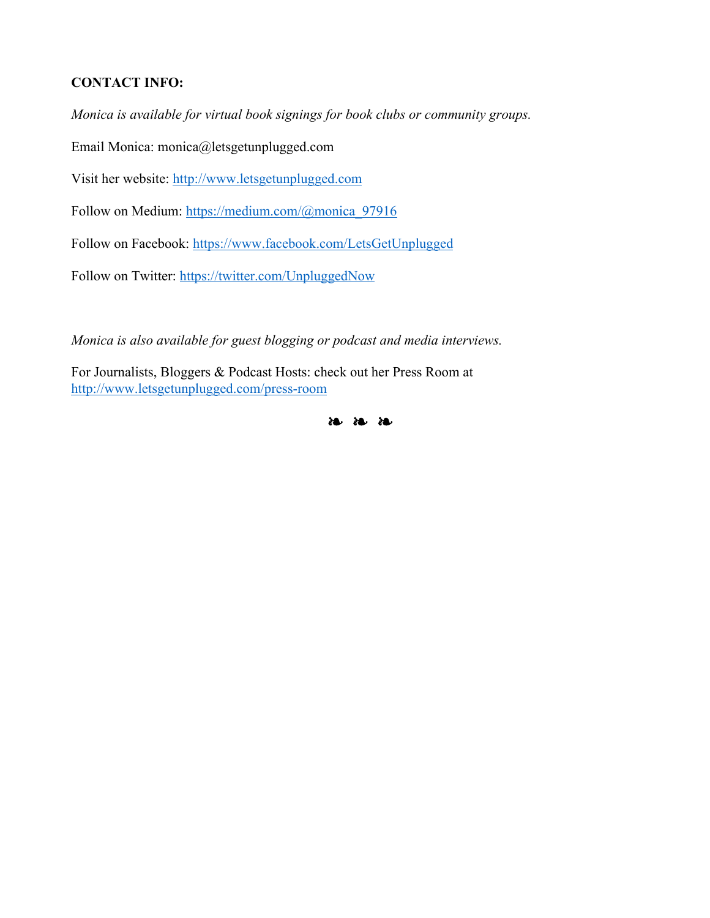**CONTACT INFO:**

*Monica is available for virtual book signings for book clubs or community groups.*

Email Monica: monica@letsgetunplugged.com

Visit her website: http://www.letsgetunplugged.com

Follow on Medium: https://medium.com/@monica_97916

Follow on Facebook: https://www.facebook.com/LetsGetUnplugged

Follow on Twitter: https://twitter.com/UnpluggedNow

*Monica is also available for guest blogging or podcast and media interviews.*

For Journalists, Bloggers & Podcast Hosts: check out her Press Room at http://www.letsgetunplugged.com/press-room

❧ ❧ ❧